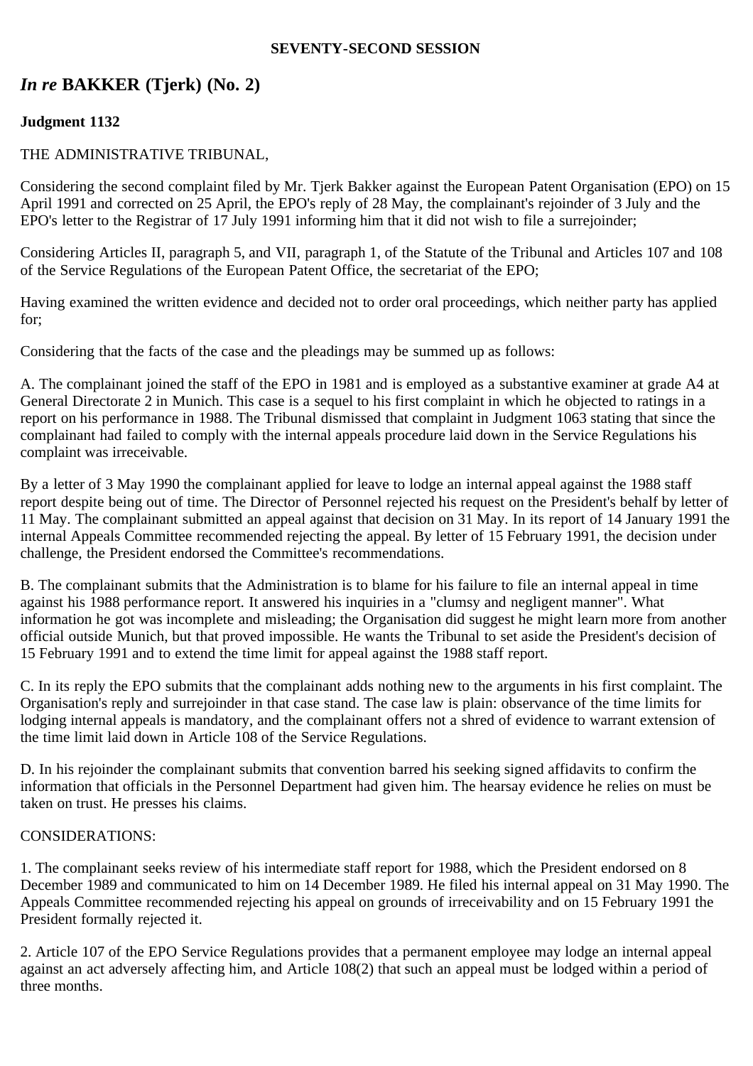**SEVENTY-SECOND SESSION**

## *In re* BAKKER (Tjerk) (No. 2)

**Judgment 1132**

THE ADMINISTRATIVE TRIBUNAL,

Considering the second complaint filed by Mr. Tjerk Bakker against the European Patent Organisation (EPO) on 15 April 1991 and corrected on 25 April, the EPO's reply of 28 May, the complainant's rejoinder of 3 July and the EPO's letter to the Registrar of 17 July 1991 informing him that it did not wish to file a surrejoinder;

Considering Articles II, paragraph 5, and VII, paragraph 1, of the Statute of the Tribunal and Articles 107 and 108 of the Service Regulations of the European Patent Office, the secretariat of the EPO;

Having examined the written evidence and decided not to order oral proceedings, which neither party has applied for;

Considering that the facts of the case and the pleadings may be summed up as follows:

A. The complainant joined the staff of the EPO in 1981 and is employed as a substantive examiner at grade A4 at General Directorate 2 in Munich. This case is a sequel to his first complaint in which he objected to ratings in a report on his performance in 1988. The Tribunal dismissed that complaint in Judgment 1063 stating that since the complainant had failed to comply with the internal appeals procedure laid down in the Service Regulations his complaint was irreceivable.

By a letter of 3 May 1990 the complainant applied for leave to lodge an internal appeal against the 1988 staff report despite being out of time. The Director of Personnel rejected his request on the President's behalf by letter of 11 May. The complainant submitted an appeal against that decision on 31 May. In its report of 14 January 1991 the internal Appeals Committee recommended rejecting the appeal. By letter of 15 February 1991, the decision under challenge, the President endorsed the Committee's recommendations.

B. The complainant submits that the Administration is to blame for his failure to file an internal appeal in time against his 1988 performance report. It answered his inquiries in a "clumsy and negligent manner". What information he got was incomplete and misleading; the Organisation did suggest he might learn more from another official outside Munich, but that proved impossible. He wants the Tribunal to set aside the President's decision of 15 February 1991 and to extend the time limit for appeal against the 1988 staff report.

C. In its reply the EPO submits that the complainant adds nothing new to the arguments in his first complaint. The Organisation's reply and surrejoinder in that case stand. The case law is plain: observance of the time limits for lodging internal appeals is mandatory, and the complainant offers not a shred of evidence to warrant extension of the time limit laid down in Article 108 of the Service Regulations.

D. In his rejoinder the complainant submits that convention barred his seeking signed affidavits to confirm the information that officials in the Personnel Department had given him. The hearsay evidence he relies on must be taken on trust. He presses his claims.

CONSIDERATIONS:

1. The complainant seeks review of his intermediate staff report for 1988, which the President endorsed on 8 December 1989 and communicated to him on 14 December 1989. He filed his internal appeal on 31 May 1990. The Appeals Committee recommended rejecting his appeal on grounds of irreceivability and on 15 February 1991 the President formally rejected it.

2. Article 107 of the EPO Service Regulations provides that a permanent employee may lodge an internal appeal against an act adversely affecting him, and Article 108(2) that such an appeal must be lodged within a period of three months.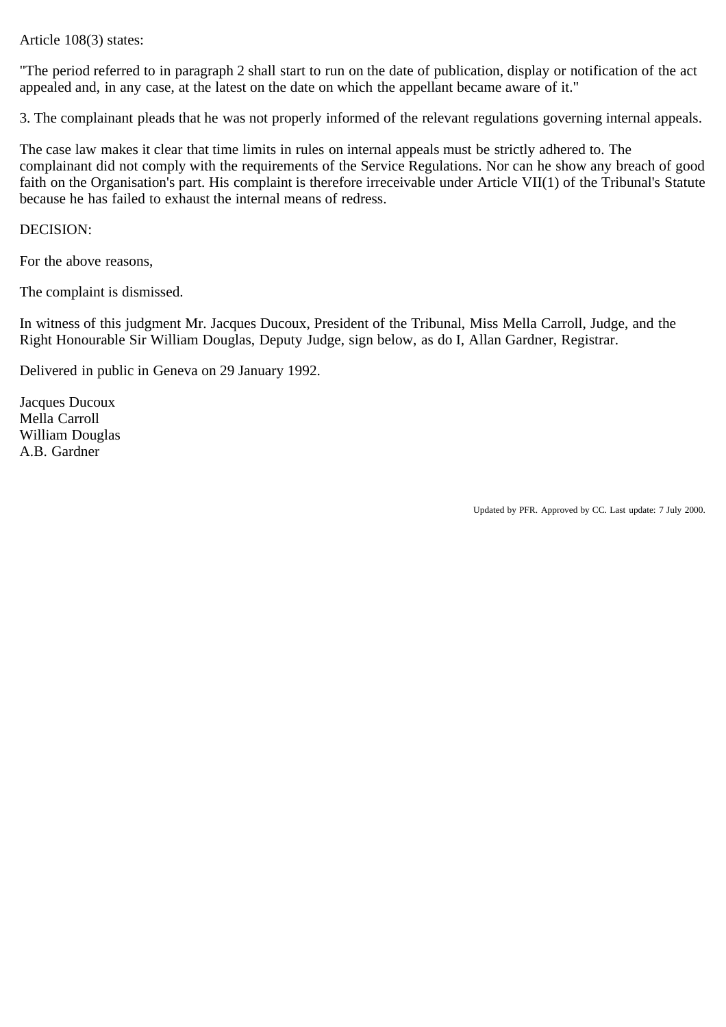Article 108(3) states:

"The period referred to in paragraph 2 shall start to run on the date of publication, display or notification of the act appealed and, in any case, at the latest on the date on which the appellant became aware of it."

3. The complainant pleads that he was not properly informed of the relevant regulations governing internal appeals.

The case law makes it clear that time limits in rules on internal appeals must be strictly adhered to. The complainant did not comply with the requirements of the Service Regulations. Nor can he show any breach of good faith on the Organisation's part. His complaint is therefore irreceivable under Article VII(1) of the Tribunal's Statute because he has failed to exhaust the internal means of redress.

DECISION:

For the above reasons,

The complaint is dismissed.

In witness of this judgment Mr. Jacques Ducoux, President of the Tribunal, Miss Mella Carroll, Judge, and the Right Honourable Sir William Douglas, Deputy Judge, sign below, as do I, Allan Gardner, Registrar.

Delivered in public in Geneva on 29 January 1992.

Jacques Ducoux
Mella Carroll
William Douglas
A.B. Gardner

Updated by PFR. Approved by CC. Last update: 7 July 2000.